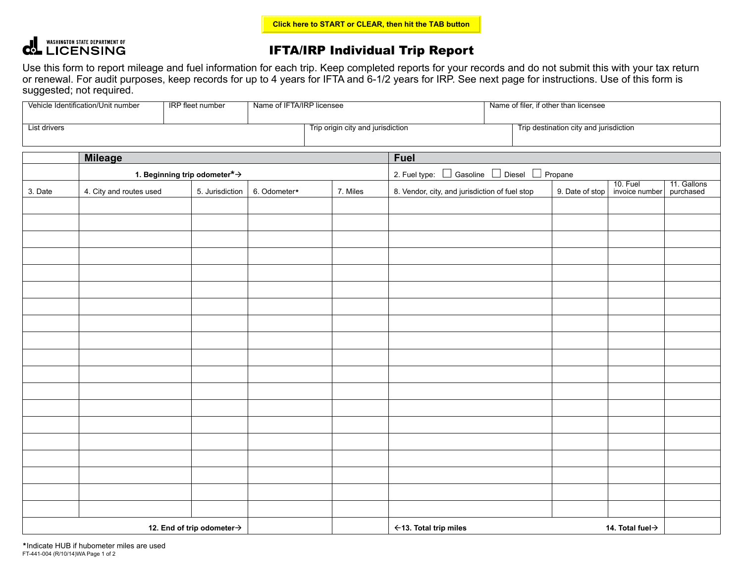Click here to START or CLEAR, then hit the TAB button

WASHINGTON STATE DEPARTMENT OF LICENSING

# IFTA/IRP Individual Trip Report

Use this form to report mileage and fuel information for each trip. Keep completed reports for your records and do not submit this with your tax return or renewal. For audit purposes, keep records for up to 4 years for IFTA and 6-1/2 years for IRP. See next page for instructions. Use of this form is suggested; not required.

| Vehicle Identification/Unit number | IRP fleet number | Name of IFTA/IRP licensee | Name of filer, if other than licensee |
|---|---|---|---|
| | | | |

| List drivers | Trip origin city and jurisdiction | Trip destination city and jurisdiction |
|---|---|---|
| | | |

| | **Mileage** | | | | **Fuel** | | | |
|---|---|---|---|---|---|---|---|---|
| | **1. Beginning trip odometer*→** | | | | 2. Fuel type: ☐ Gasoline ☐ Diesel ☐ Propane | | | |
| 3. Date | 4. City and routes used | 5. Jurisdiction | 6. Odometer* | 7. Miles | 8. Vendor, city, and jurisdiction of fuel stop | 9. Date of stop | 10. Fuel invoice number | 11. Gallons purchased |
| | | | | | | | | |
| | | | | | | | | |
| | | | | | | | | |
| | | | | | | | | |
| | | | | | | | | |
| | | | | | | | | |
| | | | | | | | | |
| | | | | | | | | |
| | | | | | | | | |
| | | | | | | | | |
| | | | | | | | | |
| | | | | | | | | |
| | | | | | | | | |
| | | | | | | | | |
| | | | | | | | | |
| | | | | | | | | |
| | | | | | | | | |
| | | | | | | | | |
| | | | | | | | | |
| | **12. End of trip odometer→** | | | | **←13. Total trip miles** | | **14. Total fuel→** | |

*Indicate HUB if hubometer miles are used

FT-441-004 (R/10/14)WA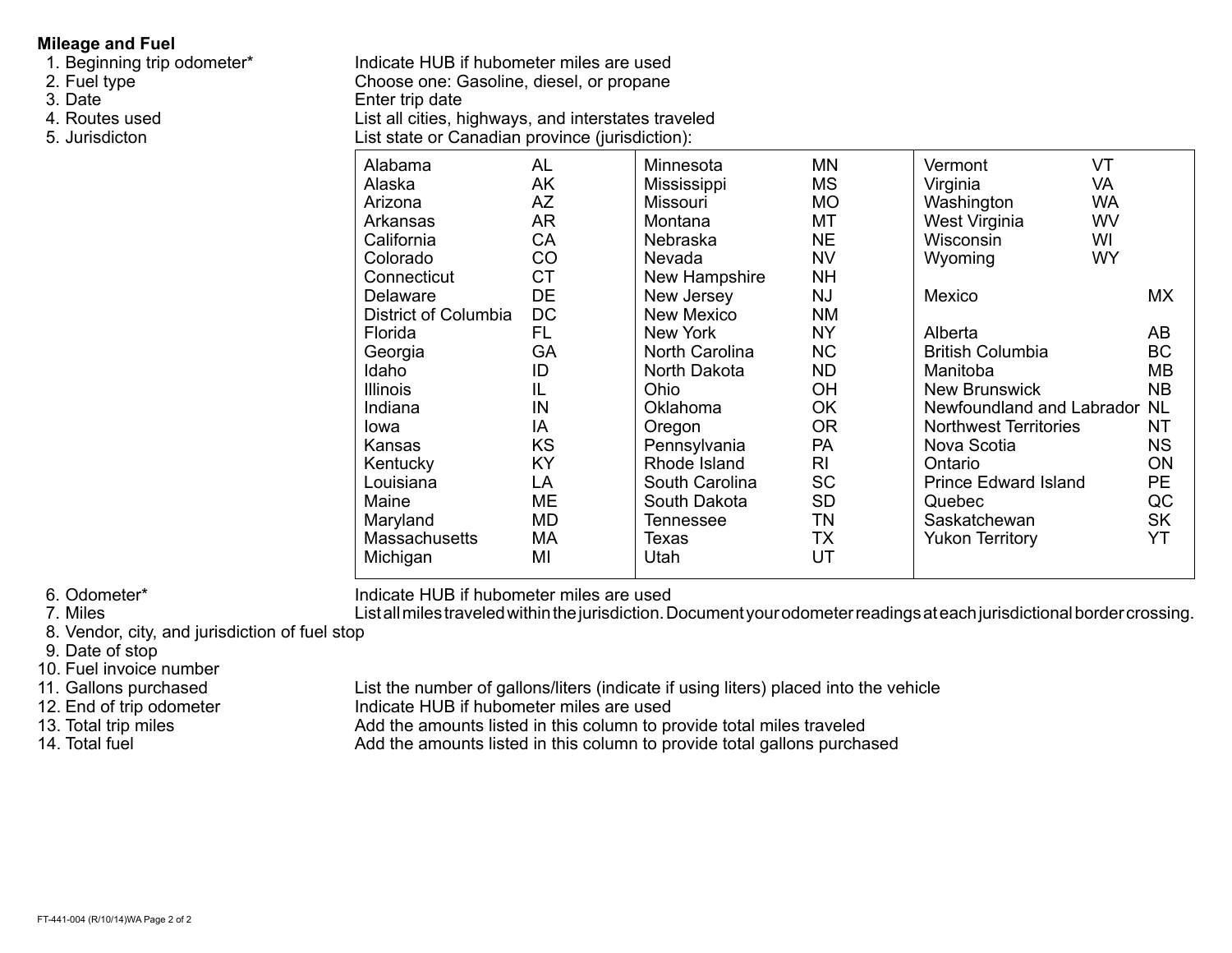**Mileage and Fuel**

1. Beginning trip odometer* — Indicate HUB if hubometer miles are used
2. Fuel type — Choose one: Gasoline, diesel, or propane
3. Date — Enter trip date
4. Routes used — List all cities, highways, and interstates traveled
5. Jurisdicton — List state or Canadian province (jurisdiction):

| | | | | | |
|---|---|---|---|---|---|
| Alabama | AL | Minnesota | MN | Vermont | VT |
| Alaska | AK | Mississippi | MS | Virginia | VA |
| Arizona | AZ | Missouri | MO | Washington | WA |
| Arkansas | AR | Montana | MT | West Virginia | WV |
| California | CA | Nebraska | NE | Wisconsin | WI |
| Colorado | CO | Nevada | NV | Wyoming | WY |
| Connecticut | CT | New Hampshire | NH | | |
| Delaware | DE | New Jersey | NJ | Mexico | MX |
| District of Columbia | DC | New Mexico | NM | | |
| Florida | FL | New York | NY | Alberta | AB |
| Georgia | GA | North Carolina | NC | British Columbia | BC |
| Idaho | ID | North Dakota | ND | Manitoba | MB |
| Illinois | IL | Ohio | OH | New Brunswick | NB |
| Indiana | IN | Oklahoma | OK | Newfoundland and Labrador | NL |
| Iowa | IA | Oregon | OR | Northwest Territories | NT |
| Kansas | KS | Pennsylvania | PA | Nova Scotia | NS |
| Kentucky | KY | Rhode Island | RI | Ontario | ON |
| Louisiana | LA | South Carolina | SC | Prince Edward Island | PE |
| Maine | ME | South Dakota | SD | Quebec | QC |
| Maryland | MD | Tennessee | TN | Saskatchewan | SK |
| Massachusetts | MA | Texas | TX | Yukon Territory | YT |
| Michigan | MI | Utah | UT | | |

6. Odometer* — Indicate HUB if hubometer miles are used
7. Miles — List all miles traveled within the jurisdiction. Document your odometer readings at each jurisdictional border crossing.
8. Vendor, city, and jurisdiction of fuel stop
9. Date of stop
10. Fuel invoice number
11. Gallons purchased — List the number of gallons/liters (indicate if using liters) placed into the vehicle
12. End of trip odometer — Indicate HUB if hubometer miles are used
13. Total trip miles — Add the amounts listed in this column to provide total miles traveled
14. Total fuel — Add the amounts listed in this column to provide total gallons purchased

FT-441-004 (R/10/14)WA Page 2 of 2